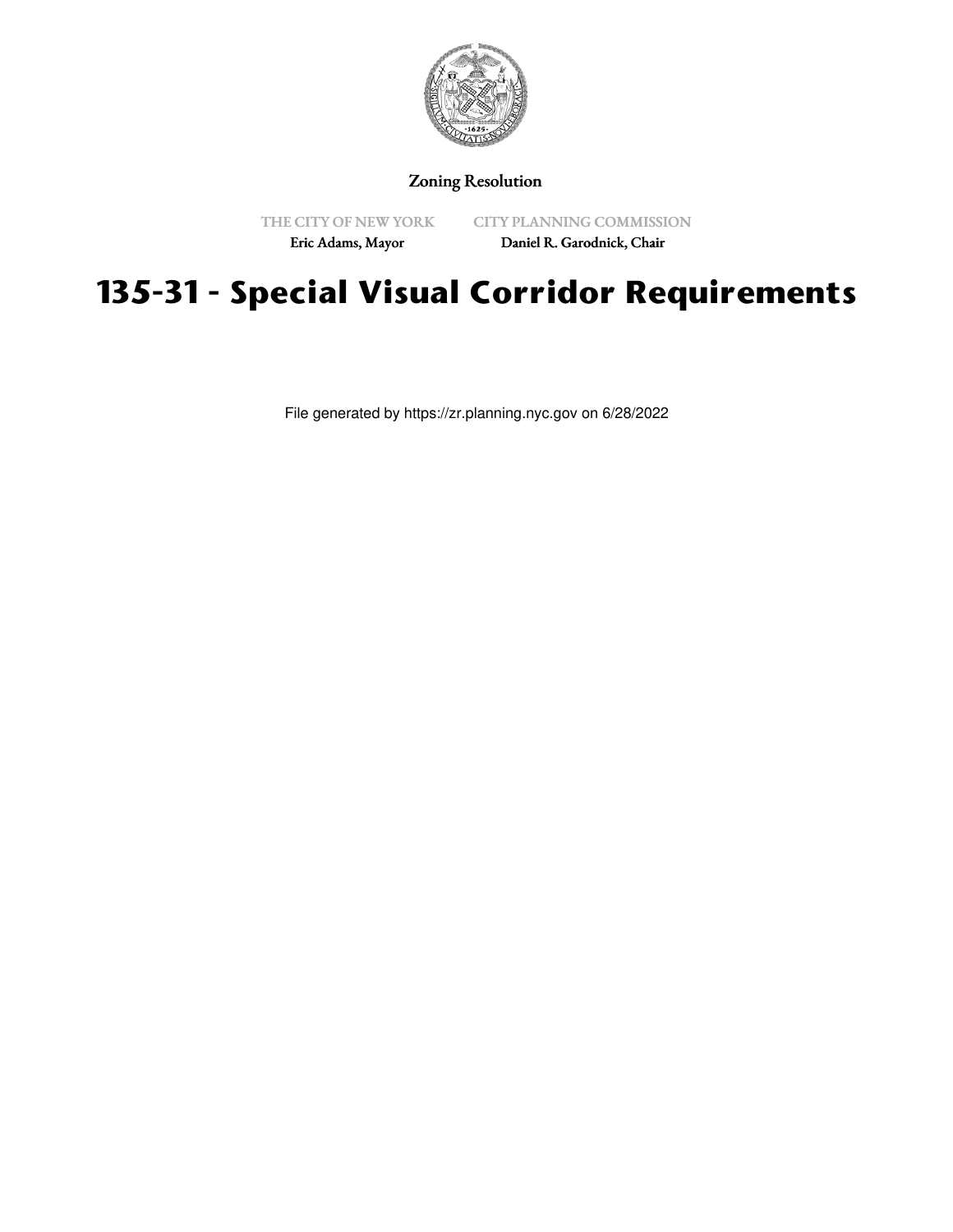Zoning Resolution

THE CITY OF NEW YORK
Eric Adams, Mayor

CITY PLANNING COMMISSION
Daniel R. Garodnick, Chair

# 135-31 - Special Visual Corridor Requirements

File generated by https://zr.planning.nyc.gov on 6/28/2022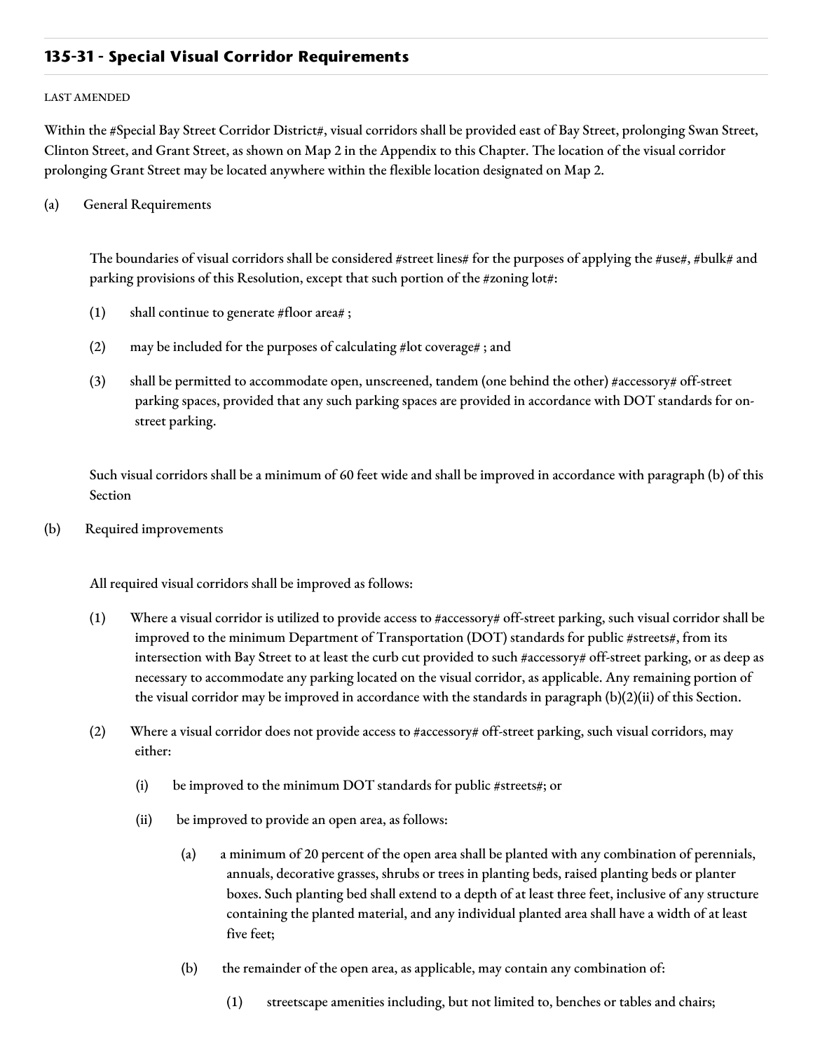## 135-31 - Special Visual Corridor Requirements

LAST AMENDED

Within the #Special Bay Street Corridor District#, visual corridors shall be provided east of Bay Street, prolonging Swan Street, Clinton Street, and Grant Street, as shown on Map 2 in the Appendix to this Chapter. The location of the visual corridor prolonging Grant Street may be located anywhere within the flexible location designated on Map 2.

(a) General Requirements

The boundaries of visual corridors shall be considered #street lines# for the purposes of applying the #use#, #bulk# and parking provisions of this Resolution, except that such portion of the #zoning lot#:

(1) shall continue to generate #floor area# ;

(2) may be included for the purposes of calculating #lot coverage# ; and

(3) shall be permitted to accommodate open, unscreened, tandem (one behind the other) #accessory# off-street parking spaces, provided that any such parking spaces are provided in accordance with DOT standards for on-street parking.

Such visual corridors shall be a minimum of 60 feet wide and shall be improved in accordance with paragraph (b) of this Section

(b) Required improvements

All required visual corridors shall be improved as follows:

(1) Where a visual corridor is utilized to provide access to #accessory# off-street parking, such visual corridor shall be improved to the minimum Department of Transportation (DOT) standards for public #streets#, from its intersection with Bay Street to at least the curb cut provided to such #accessory# off-street parking, or as deep as necessary to accommodate any parking located on the visual corridor, as applicable. Any remaining portion of the visual corridor may be improved in accordance with the standards in paragraph (b)(2)(ii) of this Section.

(2) Where a visual corridor does not provide access to #accessory# off-street parking, such visual corridors, may either:

(i) be improved to the minimum DOT standards for public #streets#; or

(ii) be improved to provide an open area, as follows:

(a) a minimum of 20 percent of the open area shall be planted with any combination of perennials, annuals, decorative grasses, shrubs or trees in planting beds, raised planting beds or planter boxes. Such planting bed shall extend to a depth of at least three feet, inclusive of any structure containing the planted material, and any individual planted area shall have a width of at least five feet;

(b) the remainder of the open area, as applicable, may contain any combination of:

(1) streetscape amenities including, but not limited to, benches or tables and chairs;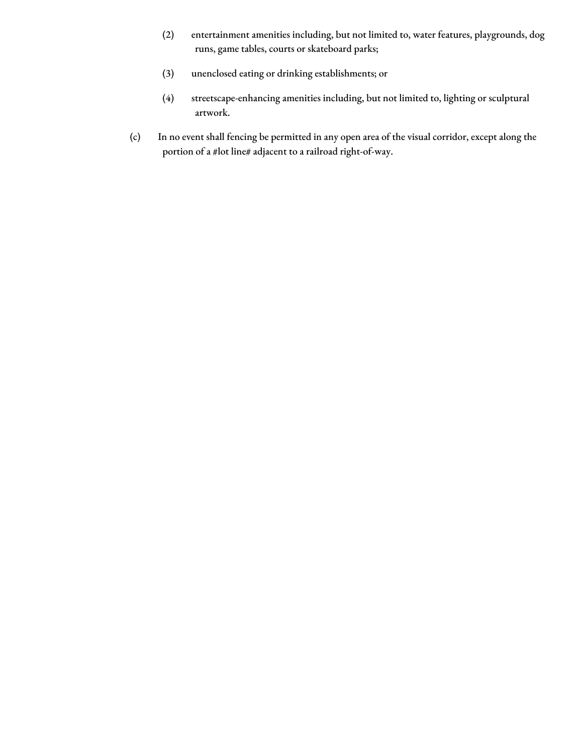(2) entertainment amenities including, but not limited to, water features, playgrounds, dog runs, game tables, courts or skateboard parks;

(3) unenclosed eating or drinking establishments; or

(4) streetscape-enhancing amenities including, but not limited to, lighting or sculptural artwork.

(c) In no event shall fencing be permitted in any open area of the visual corridor, except along the portion of a #lot line# adjacent to a railroad right-of-way.